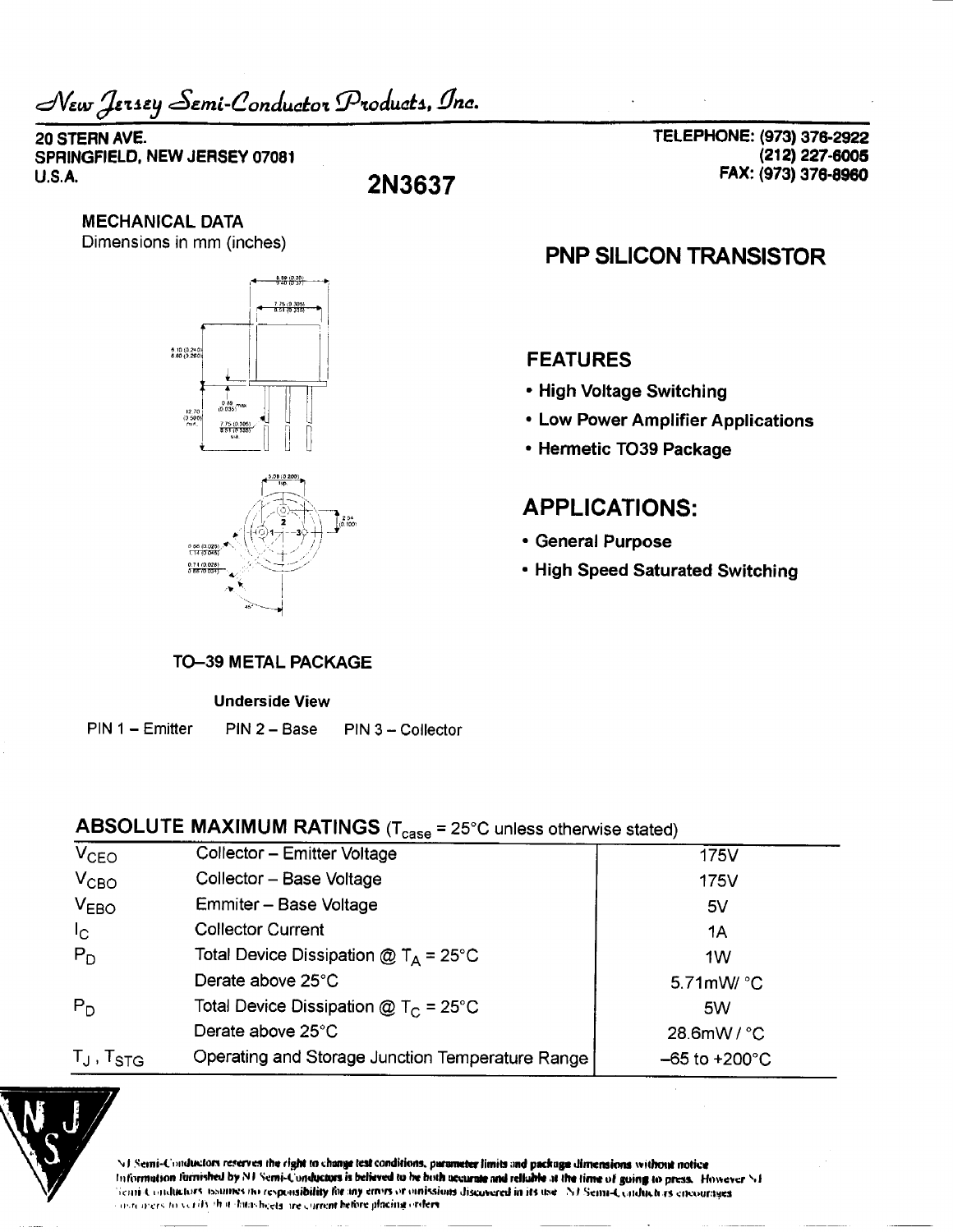*New Jersey Semi-Conductor Products, Inc.*

20 STERN AVE.
SPRINGFIELD, NEW JERSEY 07081
U.S.A.

TELEPHONE: (973) 376-2922
(212) 227-6005
FAX: (973) 376-8960

# 2N3637

**MECHANICAL DATA**
Dimensions in mm (inches)

## PNP SILICON TRANSISTOR

### FEATURES

- High Voltage Switching
- Low Power Amplifier Applications
- Hermetic TO39 Package

### APPLICATIONS:

- General Purpose
- High Speed Saturated Switching

**TO–39 METAL PACKAGE**

**Underside View**

PIN 1 – Emitter  PIN 2 – Base  PIN 3 – Collector

## ABSOLUTE MAXIMUM RATINGS ($T_{case}$ = 25°C unless otherwise stated)

| | | |
|---|---|---|
| $V_{CEO}$ | Collector – Emitter Voltage | 175V |
| $V_{CBO}$ | Collector – Base Voltage | 175V |
| $V_{EBO}$ | Emmiter – Base Voltage | 5V |
| $I_C$ | Collector Current | 1A |
| $P_D$ | Total Device Dissipation @ $T_A$ = 25°C | 1W |
| | Derate above 25°C | 5.71mW/ °C |
| $P_D$ | Total Device Dissipation @ $T_C$ = 25°C | 5W |
| | Derate above 25°C | 28.6mW / °C |
| $T_J$ , $T_{STG}$ | Operating and Storage Junction Temperature Range | –65 to +200°C |

NJ Semi-Conductors reserves the right to change test conditions, parameter limits and package dimensions without notice. Information furnished by NJ Semi-Conductors is believed to be both accurate and reliable at the time of going to press. However NJ Semi-Conductors assumes no responsibility for any errors or omissions discovered in its use. NJ Semi-Conductors encourages customers to verify that datasheets are current before placing orders.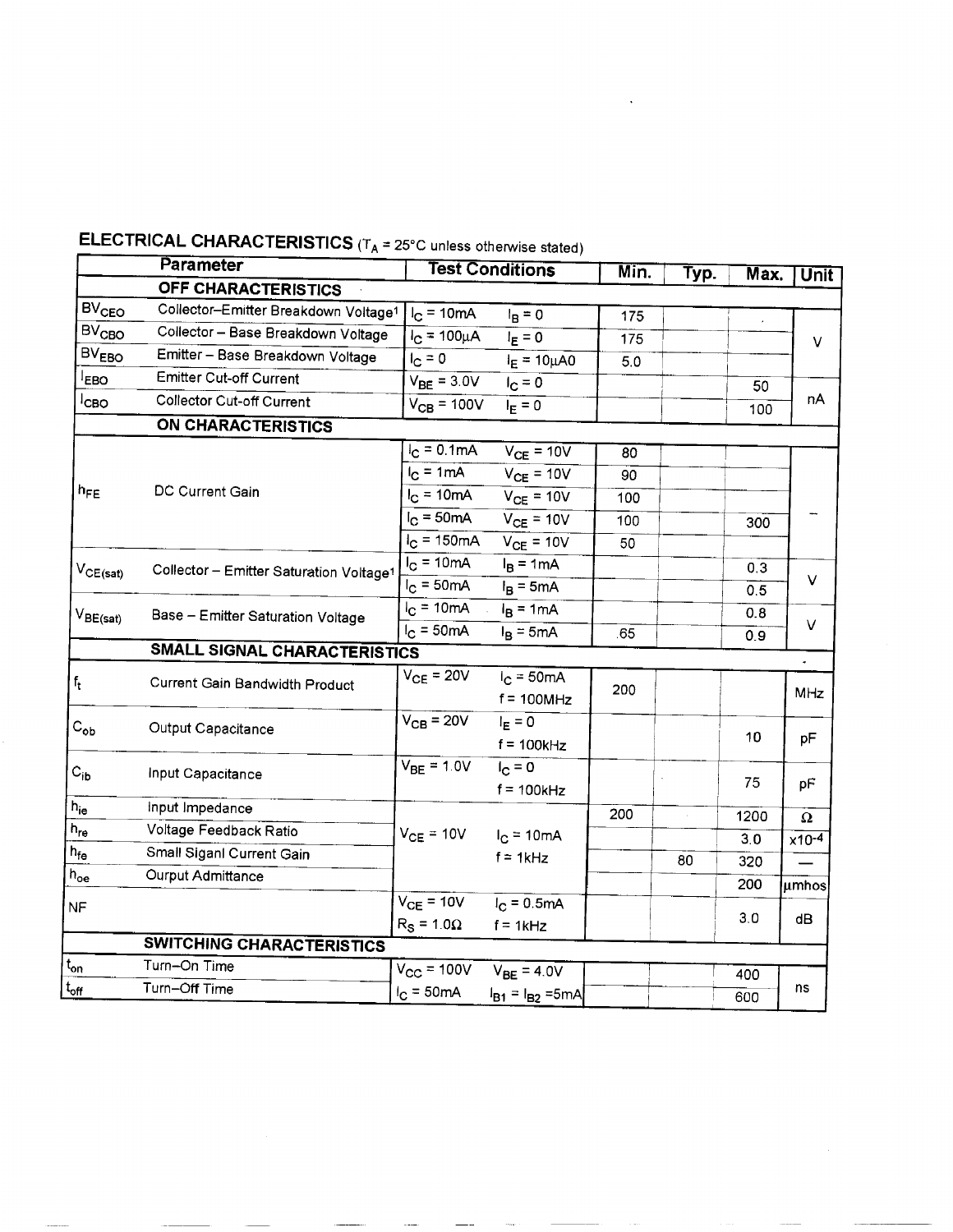## ELECTRICAL CHARACTERISTICS ($T_A$ = 25°C unless otherwise stated)

| | Parameter | Test Conditions | | Min. | Typ. | Max. | Unit |
|---|---|---|---|---|---|---|---|
| | **OFF CHARACTERISTICS** | | | | | | |
| $BV_{CEO}$ | Collector–Emitter Breakdown Voltage[1] | $I_C$ = 10mA | $I_B$ = 0 | 175 | | | V |
| $BV_{CBO}$ | Collector – Base Breakdown Voltage | $I_C$ = 100μA | $I_E$ = 0 | 175 | | | V |
| $BV_{EBO}$ | Emitter – Base Breakdown Voltage | $I_C$ = 0 | $I_E$ = 10μA0 | 5.0 | | | V |
| $I_{EBO}$ | Emitter Cut-off Current | $V_{BE}$ = 3.0V | $I_C$ = 0 | | | 50 | nA |
| $I_{CBO}$ | Collector Cut-off Current | $V_{CB}$ = 100V | $I_E$ = 0 | | | 100 | nA |
| | **ON CHARACTERISTICS** | | | | | | |
| $h_{FE}$ | DC Current Gain | $I_C$ = 0.1mA | $V_{CE}$ = 10V | 80 | | | — |
| | | $I_C$ = 1mA | $V_{CE}$ = 10V | 90 | | | |
| | | $I_C$ = 10mA | $V_{CE}$ = 10V | 100 | | | |
| | | $I_C$ = 50mA | $V_{CE}$ = 10V | 100 | | 300 | |
| | | $I_C$ = 150mA | $V_{CE}$ = 10V | 50 | | | |
| $V_{CE(sat)}$ | Collector – Emitter Saturation Voltage[1] | $I_C$ = 10mA | $I_B$ = 1mA | | | 0.3 | V |
| | | $I_C$ = 50mA | $I_B$ = 5mA | | | 0.5 | |
| $V_{BE(sat)}$ | Base – Emitter Saturation Voltage | $I_C$ = 10mA | $I_B$ = 1mA | | | 0.8 | V |
| | | $I_C$ = 50mA | $I_B$ = 5mA | .65 | | 0.9 | |
| | **SMALL SIGNAL CHARACTERISTICS** | | | | | | |
| $f_t$ | Current Gain Bandwidth Product | $V_{CE}$ = 20V | $I_C$ = 50mA<br>f = 100MHz | 200 | | | MHz |
| $C_{ob}$ | Output Capacitance | $V_{CB}$ = 20V | $I_E$ = 0<br>f = 100kHz | | | 10 | pF |
| $C_{ib}$ | Input Capacitance | $V_{BE}$ = 1.0V | $I_C$ = 0<br>f = 100kHz | | | 75 | pF |
| $h_{ie}$ | Input Impedance | $V_{CE}$ = 10V | $I_C$ = 10mA<br>f = 1kHz | 200 | | 1200 | Ω |
| $h_{re}$ | Voltage Feedback Ratio | | | | | 3.0 | x10[-4] |
| $h_{fe}$ | Small Siganl Current Gain | | | | 80 | 320 | — |
| $h_{oe}$ | Ourput Admittance | | | | | 200 | μmhos |
| NF | | $V_{CE}$ = 10V<br>$R_S$ = 1.0Ω | $I_C$ = 0.5mA<br>f = 1kHz | | | 3.0 | dB |
| | **SWITCHING CHARACTERISTICS** | | | | | | |
| $t_{on}$ | Turn–On Time | $V_{CC}$ = 100V<br>$I_C$ = 50mA | $V_{BE}$ = 4.0V<br>$I_{B1}$ = $I_{B2}$ =5mA | | | 400 | ns |
| $t_{off}$ | Turn–Off Time | | | | | 600 | ns |